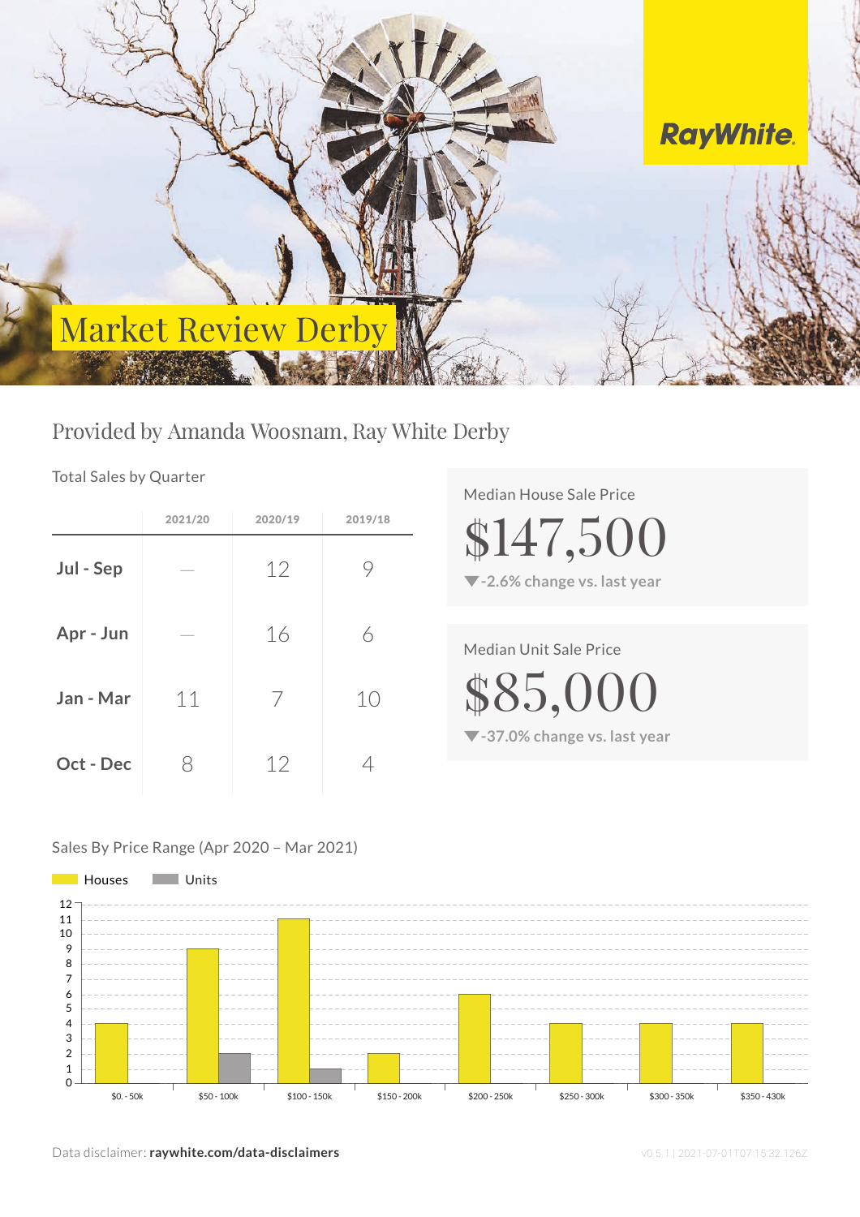# Market Review Derby

RayWhite.

## Provided by Amanda Woosnam, Ray White Derby

Total Sales by Quarter

| | 2021/20 | 2020/19 | 2019/18 |
|---|---|---|---|
| **Jul - Sep** | — | 12 | 9 |
| **Apr - Jun** | — | 16 | 6 |
| **Jan - Mar** | 11 | 7 | 10 |
| **Oct - Dec** | 8 | 12 | 4 |

Median House Sale Price

**$147,500**

▼-2.6% change vs. last year

Median Unit Sale Price

**$85,000**

▼-37.0% change vs. last year

Sales By Price Range (Apr 2020 – Mar 2021)

| Price Range | Houses | Units |
|---|---|---|
| $0. - 50k | 4 | 0 |
| $50 - 100k | 9 | 2 |
| $100 - 150k | 11 | 1 |
| $150 - 200k | 2 | 0 |
| $200 - 250k | 6 | 0 |
| $250 - 300k | 4 | 0 |
| $300 - 350k | 4 | 0 |
| $350 - 430k | 4 | 0 |

Data disclaimer: **raywhite.com/data-disclaimers**

v0.5.1 | 2021-07-01T07:15:32.126Z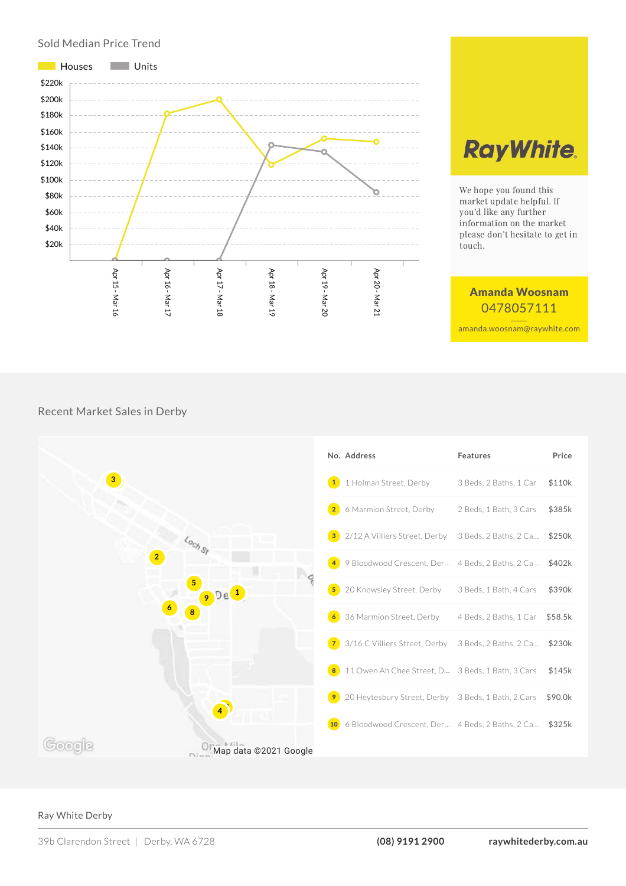## Sold Median Price Trend

Houses
Units

$220k
$200k
$180k
$160k
$140k
$120k
$100k
$80k
$60k
$40k
$20k

Apr 15 - Mar 16
Apr 16 - Mar 17
Apr 17 - Mar 18
Apr 18 - Mar 19
Apr 19 - Mar 20
Apr 20 - Mar 21

RayWhite.

We hope you found this market update helpful. If you'd like any further information on the market please don't hesitate to get in touch.

**Amanda Woosnam**
0478057111
amanda.woosnam@raywhite.com

## Recent Market Sales in Derby

Loch St
De
Google
Map data ©2021 Google

| No. | Address | Features | Price |
|---|---|---|---|
| 1 | 1 Holman Street, Derby | 3 Beds, 2 Baths, 1 Car | $110k |
| 2 | 6 Marmion Street, Derby | 2 Beds, 1 Bath, 3 Cars | $385k |
| 3 | 2/12 A Villiers Street, Derby | 3 Beds, 2 Baths, 2 Ca... | $250k |
| 4 | 9 Bloodwood Crescent, Der... | 4 Beds, 2 Baths, 2 Ca... | $402k |
| 5 | 20 Knowsley Street, Derby | 3 Beds, 1 Bath, 4 Cars | $390k |
| 6 | 36 Marmion Street, Derby | 4 Beds, 2 Baths, 1 Car | $58.5k |
| 7 | 3/16 C Villiers Street, Derby | 3 Beds, 2 Baths, 2 Ca... | $230k |
| 8 | 11 Owen Ah Chee Street, D... | 3 Beds, 1 Bath, 3 Cars | $145k |
| 9 | 20 Heytesbury Street, Derby | 3 Beds, 1 Bath, 2 Cars | $90.0k |
| 10 | 6 Bloodwood Crescent, Der... | 4 Beds, 2 Baths, 2 Ca... | $325k |

Ray White Derby

39b Clarendon Street | Derby, WA 6728 **(08) 9191 2900** **raywhitederby.com.au**